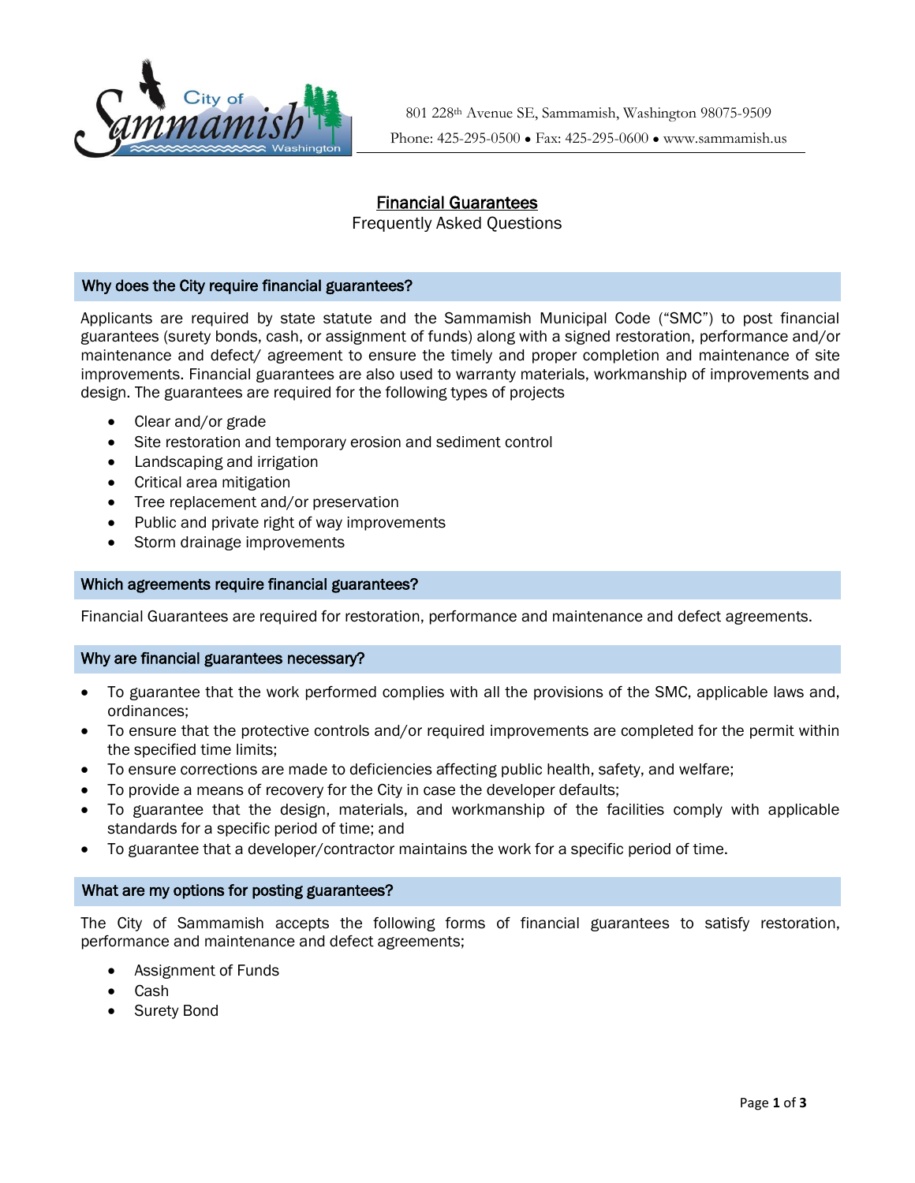801 228th Avenue SE, Sammamish, Washington 98075-9509
Phone: 425-295-0500 • Fax: 425-295-0600 • www.sammamish.us

# Financial Guarantees

Frequently Asked Questions

## Why does the City require financial guarantees?

Applicants are required by state statute and the Sammamish Municipal Code ("SMC") to post financial guarantees (surety bonds, cash, or assignment of funds) along with a signed restoration, performance and/or maintenance and defect/ agreement to ensure the timely and proper completion and maintenance of site improvements. Financial guarantees are also used to warranty materials, workmanship of improvements and design. The guarantees are required for the following types of projects

- Clear and/or grade
- Site restoration and temporary erosion and sediment control
- Landscaping and irrigation
- Critical area mitigation
- Tree replacement and/or preservation
- Public and private right of way improvements
- Storm drainage improvements

## Which agreements require financial guarantees?

Financial Guarantees are required for restoration, performance and maintenance and defect agreements.

## Why are financial guarantees necessary?

- To guarantee that the work performed complies with all the provisions of the SMC, applicable laws and, ordinances;
- To ensure that the protective controls and/or required improvements are completed for the permit within the specified time limits;
- To ensure corrections are made to deficiencies affecting public health, safety, and welfare;
- To provide a means of recovery for the City in case the developer defaults;
- To guarantee that the design, materials, and workmanship of the facilities comply with applicable standards for a specific period of time; and
- To guarantee that a developer/contractor maintains the work for a specific period of time.

## What are my options for posting guarantees?

The City of Sammamish accepts the following forms of financial guarantees to satisfy restoration, performance and maintenance and defect agreements;

- Assignment of Funds
- Cash
- Surety Bond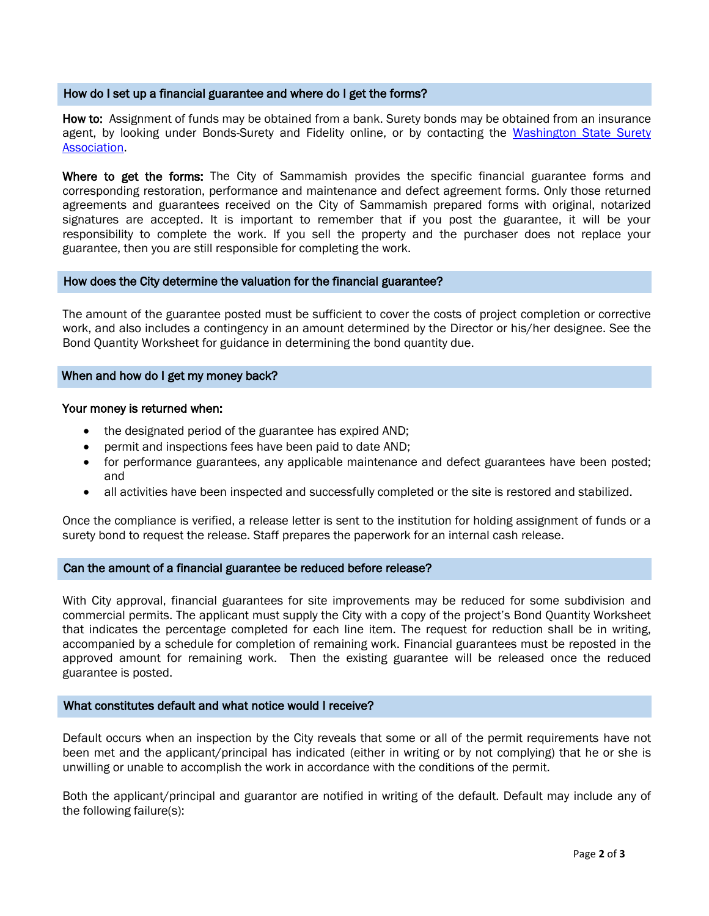## How do I set up a financial guarantee and where do I get the forms?

**How to:** Assignment of funds may be obtained from a bank. Surety bonds may be obtained from an insurance agent, by looking under Bonds-Surety and Fidelity online, or by contacting the [Washington State Surety Association](Washington State Surety Association).

**Where to get the forms:** The City of Sammamish provides the specific financial guarantee forms and corresponding restoration, performance and maintenance and defect agreement forms. Only those returned agreements and guarantees received on the City of Sammamish prepared forms with original, notarized signatures are accepted. It is important to remember that if you post the guarantee, it will be your responsibility to complete the work. If you sell the property and the purchaser does not replace your guarantee, then you are still responsible for completing the work.

## How does the City determine the valuation for the financial guarantee?

The amount of the guarantee posted must be sufficient to cover the costs of project completion or corrective work, and also includes a contingency in an amount determined by the Director or his/her designee. See the Bond Quantity Worksheet for guidance in determining the bond quantity due.

## When and how do I get my money back?

**Your money is returned when:**

- the designated period of the guarantee has expired AND;
- permit and inspections fees have been paid to date AND;
- for performance guarantees, any applicable maintenance and defect guarantees have been posted; and
- all activities have been inspected and successfully completed or the site is restored and stabilized.

Once the compliance is verified, a release letter is sent to the institution for holding assignment of funds or a surety bond to request the release. Staff prepares the paperwork for an internal cash release.

## Can the amount of a financial guarantee be reduced before release?

With City approval, financial guarantees for site improvements may be reduced for some subdivision and commercial permits. The applicant must supply the City with a copy of the project's Bond Quantity Worksheet that indicates the percentage completed for each line item. The request for reduction shall be in writing, accompanied by a schedule for completion of remaining work. Financial guarantees must be reposted in the approved amount for remaining work. Then the existing guarantee will be released once the reduced guarantee is posted.

## What constitutes default and what notice would I receive?

Default occurs when an inspection by the City reveals that some or all of the permit requirements have not been met and the applicant/principal has indicated (either in writing or by not complying) that he or she is unwilling or unable to accomplish the work in accordance with the conditions of the permit.

Both the applicant/principal and guarantor are notified in writing of the default. Default may include any of the following failure(s):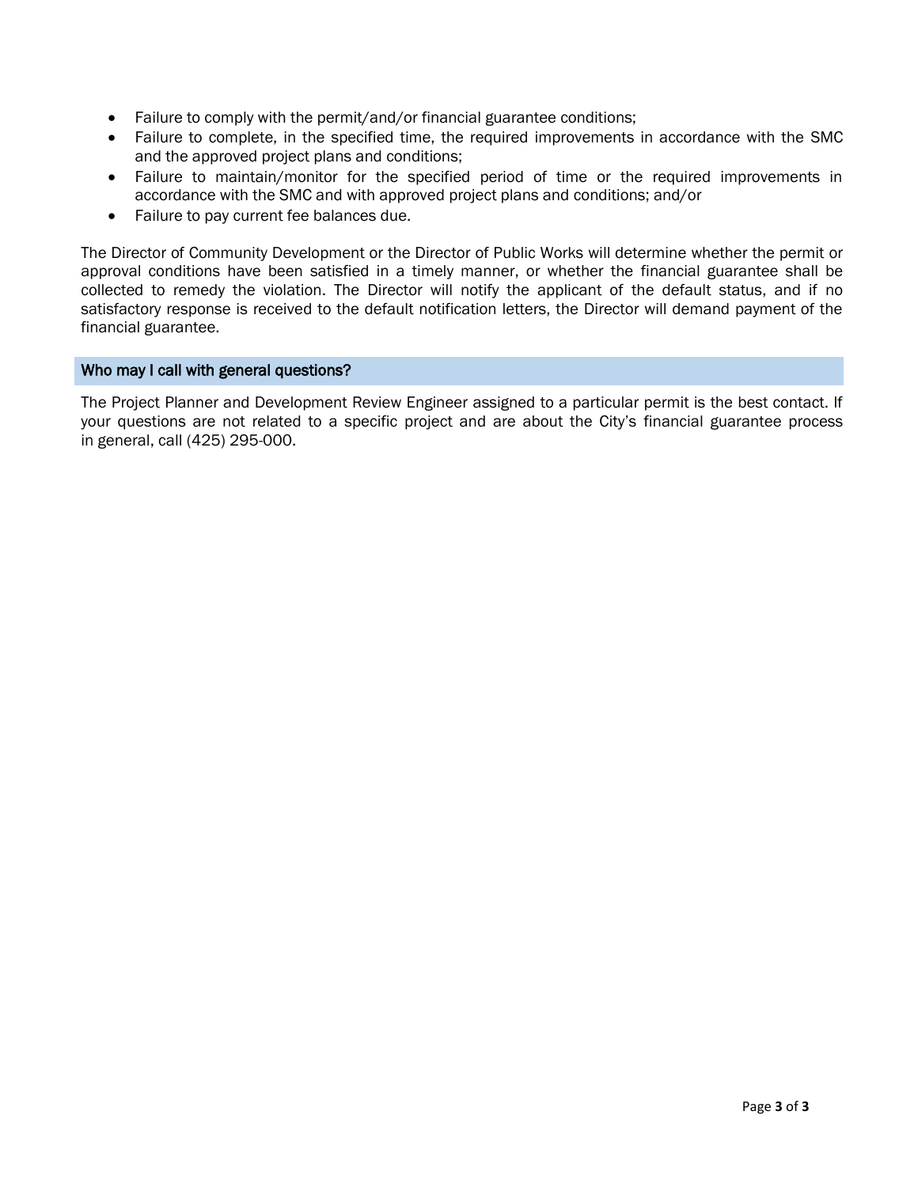- Failure to comply with the permit/and/or financial guarantee conditions;
- Failure to complete, in the specified time, the required improvements in accordance with the SMC and the approved project plans and conditions;
- Failure to maintain/monitor for the specified period of time or the required improvements in accordance with the SMC and with approved project plans and conditions; and/or
- Failure to pay current fee balances due.

The Director of Community Development or the Director of Public Works will determine whether the permit or approval conditions have been satisfied in a timely manner, or whether the financial guarantee shall be collected to remedy the violation. The Director will notify the applicant of the default status, and if no satisfactory response is received to the default notification letters, the Director will demand payment of the financial guarantee.

## Who may I call with general questions?

The Project Planner and Development Review Engineer assigned to a particular permit is the best contact. If your questions are not related to a specific project and are about the City's financial guarantee process in general, call (425) 295-000.